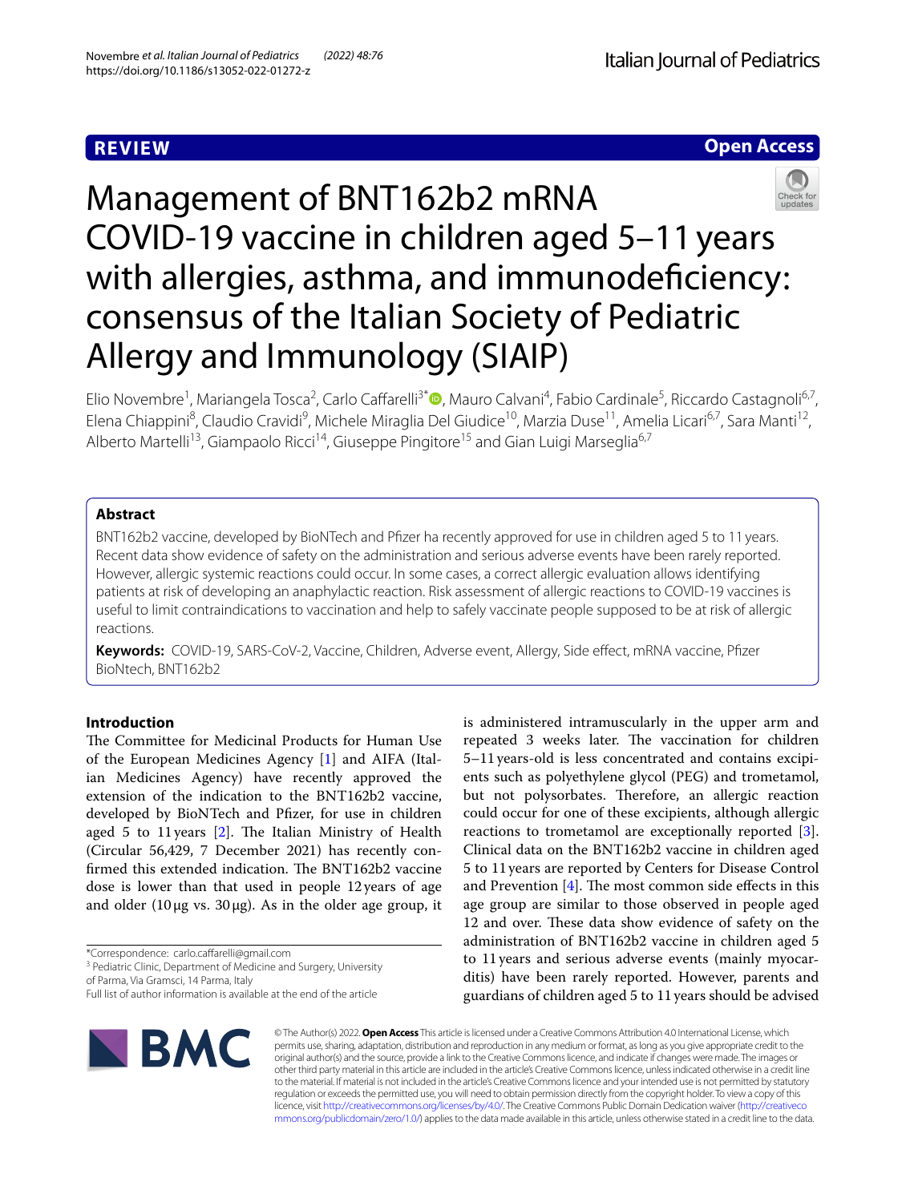**REVIEW**

**Open Access**

# Management of BNT162b2 mRNA COVID-19 vaccine in children aged 5–11 years with allergies, asthma, and immunodeficiency: consensus of the Italian Society of Pediatric Allergy and Immunology (SIAIP)

Elio Novembre[1], Mariangela Tosca[2], Carlo Caffarelli[3*], Mauro Calvani[4], Fabio Cardinale[5], Riccardo Castagnoli[6,7], Elena Chiappini[8], Claudio Cravidi[9], Michele Miraglia Del Giudice[10], Marzia Duse[11], Amelia Licari[6,7], Sara Manti[12], Alberto Martelli[13], Giampaolo Ricci[14], Giuseppe Pingitore[15] and Gian Luigi Marseglia[6,7]

## Abstract

BNT162b2 vaccine, developed by BioNTech and Pfizer ha recently approved for use in children aged 5 to 11 years. Recent data show evidence of safety on the administration and serious adverse events have been rarely reported. However, allergic systemic reactions could occur. In some cases, a correct allergic evaluation allows identifying patients at risk of developing an anaphylactic reaction. Risk assessment of allergic reactions to COVID-19 vaccines is useful to limit contraindications to vaccination and help to safely vaccinate people supposed to be at risk of allergic reactions.

**Keywords:** COVID-19, SARS-CoV-2, Vaccine, Children, Adverse event, Allergy, Side effect, mRNA vaccine, Pfizer BioNtech, BNT162b2

## Introduction

The Committee for Medicinal Products for Human Use of the European Medicines Agency [1] and AIFA (Italian Medicines Agency) have recently approved the extension of the indication to the BNT162b2 vaccine, developed by BioNTech and Pfizer, for use in children aged 5 to 11 years [2]. The Italian Ministry of Health (Circular 56,429, 7 December 2021) has recently confirmed this extended indication. The BNT162b2 vaccine dose is lower than that used in people 12 years of age and older (10 μg vs. 30 μg). As in the older age group, it is administered intramuscularly in the upper arm and repeated 3 weeks later. The vaccination for children 5–11 years-old is less concentrated and contains excipients such as polyethylene glycol (PEG) and trometamol, but not polysorbates. Therefore, an allergic reaction could occur for one of these excipients, although allergic reactions to trometamol are exceptionally reported [3]. Clinical data on the BNT162b2 vaccine in children aged 5 to 11 years are reported by Centers for Disease Control and Prevention [4]. The most common side effects in this age group are similar to those observed in people aged 12 and over. These data show evidence of safety on the administration of BNT162b2 vaccine in children aged 5 to 11 years and serious adverse events (mainly myocarditis) have been rarely reported. However, parents and guardians of children aged 5 to 11 years should be advised

*Correspondence: carlo.caffarelli@gmail.com
[3] Pediatric Clinic, Department of Medicine and Surgery, University of Parma, Via Gramsci, 14 Parma, Italy
Full list of author information is available at the end of the article

© The Author(s) 2022. **Open Access** This article is licensed under a Creative Commons Attribution 4.0 International License, which permits use, sharing, adaptation, distribution and reproduction in any medium or format, as long as you give appropriate credit to the original author(s) and the source, provide a link to the Creative Commons licence, and indicate if changes were made. The images or other third party material in this article are included in the article's Creative Commons licence, unless indicated otherwise in a credit line to the material. If material is not included in the article's Creative Commons licence and your intended use is not permitted by statutory regulation or exceeds the permitted use, you will need to obtain permission directly from the copyright holder. To view a copy of this licence, visit http://creativecommons.org/licenses/by/4.0/. The Creative Commons Public Domain Dedication waiver (http://creativecommons.org/publicdomain/zero/1.0/) applies to the data made available in this article, unless otherwise stated in a credit line to the data.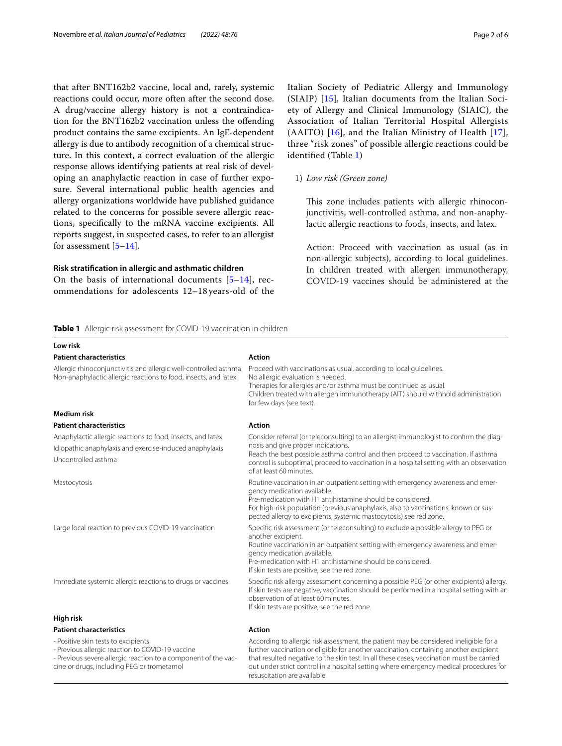that after BNT162b2 vaccine, local and, rarely, systemic reactions could occur, more often after the second dose. A drug/vaccine allergy history is not a contraindication for the BNT162b2 vaccination unless the offending product contains the same excipients. An IgE-dependent allergy is due to antibody recognition of a chemical structure. In this context, a correct evaluation of the allergic response allows identifying patients at real risk of developing an anaphylactic reaction in case of further exposure. Several international public health agencies and allergy organizations worldwide have published guidance related to the concerns for possible severe allergic reactions, specifically to the mRNA vaccine excipients. All reports suggest, in suspected cases, to refer to an allergist for assessment [5–14].

## Risk stratification in allergic and asthmatic children

On the basis of international documents [5–14], recommendations for adolescents 12–18 years-old of the Italian Society of Pediatric Allergy and Immunology (SIAIP) [15], Italian documents from the Italian Society of Allergy and Clinical Immunology (SIAIC), the Association of Italian Territorial Hospital Allergists (AAITO) [16], and the Italian Ministry of Health [17], three "risk zones" of possible allergic reactions could be identified (Table 1)

1) *Low risk (Green zone)*

   This zone includes patients with allergic rhinoconjunctivitis, well-controlled asthma, and non-anaphylactic allergic reactions to foods, insects, and latex.

   Action: Proceed with vaccination as usual (as in non-allergic subjects), according to local guidelines. In children treated with allergen immunotherapy, COVID-19 vaccines should be administered at the

**Table 1** Allergic risk assessment for COVID-19 vaccination in children

| **Low risk** | |
|---|---|
| **Patient characteristics** | **Action** |
| Allergic rhinoconjunctivitis and allergic well-controlled asthma<br>Non-anaphylactic allergic reactions to food, insects, and latex | Proceed with vaccinations as usual, according to local guidelines.<br>No allergic evaluation is needed.<br>Therapies for allergies and/or asthma must be continued as usual.<br>Children treated with allergen immunotherapy (AIT) should withhold administration for few days (see text). |
| **Medium risk** | |
| **Patient characteristics** | **Action** |
| Anaphylactic allergic reactions to food, insects, and latex<br>Idiopathic anaphylaxis and exercise-induced anaphylaxis<br>Uncontrolled asthma | Consider referral (or teleconsulting) to an allergist-immunologist to confirm the diagnosis and give proper indications.<br>Reach the best possible asthma control and then proceed to vaccination. If asthma control is suboptimal, proceed to vaccination in a hospital setting with an observation of at least 60 minutes. |
| Mastocytosis | Routine vaccination in an outpatient setting with emergency awareness and emergency medication available.<br>Pre-medication with H1 antihistamine should be considered.<br>For high-risk population (previous anaphylaxis, also to vaccinations, known or suspected allergy to excipients, systemic mastocytosis) see red zone. |
| Large local reaction to previous COVID-19 vaccination | Specific risk assessment (or teleconsulting) to exclude a possible allergy to PEG or another excipient.<br>Routine vaccination in an outpatient setting with emergency awareness and emergency medication available.<br>Pre-medication with H1 antihistamine should be considered.<br>If skin tests are positive, see the red zone. |
| Immediate systemic allergic reactions to drugs or vaccines | Specific risk allergy assessment concerning a possible PEG (or other excipients) allergy.<br>If skin tests are negative, vaccination should be performed in a hospital setting with an observation of at least 60 minutes.<br>If skin tests are positive, see the red zone. |
| **High risk** | |
| **Patient characteristics** | **Action** |
| - Positive skin tests to excipients<br>- Previous allergic reaction to COVID-19 vaccine<br>- Previous severe allergic reaction to a component of the vaccine or drugs, including PEG or trometamol | According to allergic risk assessment, the patient may be considered ineligible for a further vaccination or eligible for another vaccination, containing another excipient that resulted negative to the skin test. In all these cases, vaccination must be carried out under strict control in a hospital setting where emergency medical procedures for resuscitation are available. |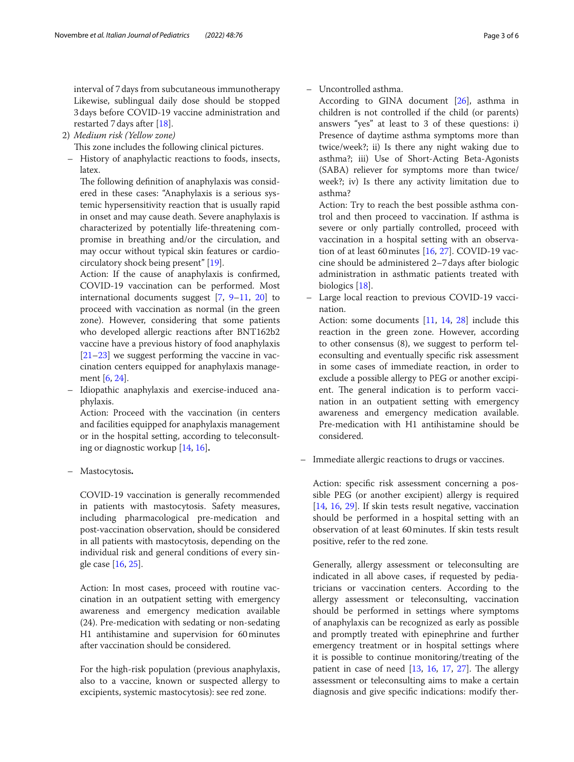interval of 7 days from subcutaneous immunotherapy Likewise, sublingual daily dose should be stopped 3 days before COVID-19 vaccine administration and restarted 7 days after [18].

2) *Medium risk (Yellow zone)*

This zone includes the following clinical pictures.

– History of anaphylactic reactions to foods, insects, latex.

The following definition of anaphylaxis was considered in these cases: "Anaphylaxis is a serious systemic hypersensitivity reaction that is usually rapid in onset and may cause death. Severe anaphylaxis is characterized by potentially life-threatening compromise in breathing and/or the circulation, and may occur without typical skin features or cardiocirculatory shock being present" [19].

Action: If the cause of anaphylaxis is confirmed, COVID-19 vaccination can be performed. Most international documents suggest [7, 9–11, 20] to proceed with vaccination as normal (in the green zone). However, considering that some patients who developed allergic reactions after BNT162b2 vaccine have a previous history of food anaphylaxis [21–23] we suggest performing the vaccine in vaccination centers equipped for anaphylaxis management [6, 24].

– Idiopathic anaphylaxis and exercise-induced anaphylaxis.

Action: Proceed with the vaccination (in centers and facilities equipped for anaphylaxis management or in the hospital setting, according to teleconsulting or diagnostic workup [14, 16]**.**

– Mastocytosis**.**

COVID-19 vaccination is generally recommended in patients with mastocytosis. Safety measures, including pharmacological pre-medication and post-vaccination observation, should be considered in all patients with mastocytosis, depending on the individual risk and general conditions of every single case [16, 25].

Action: In most cases, proceed with routine vaccination in an outpatient setting with emergency awareness and emergency medication available (24). Pre-medication with sedating or non-sedating H1 antihistamine and supervision for 60 minutes after vaccination should be considered.

For the high-risk population (previous anaphylaxis, also to a vaccine, known or suspected allergy to excipients, systemic mastocytosis): see red zone.

– Uncontrolled asthma.

According to GINA document [26], asthma in children is not controlled if the child (or parents) answers "yes" at least to 3 of these questions: i) Presence of daytime asthma symptoms more than twice/week?; ii) Is there any night waking due to asthma?; iii) Use of Short-Acting Beta-Agonists (SABA) reliever for symptoms more than twice/week?; iv) Is there any activity limitation due to asthma?

Action: Try to reach the best possible asthma control and then proceed to vaccination. If asthma is severe or only partially controlled, proceed with vaccination in a hospital setting with an observation of at least 60 minutes [16, 27]. COVID-19 vaccine should be administered 2–7 days after biologic administration in asthmatic patients treated with biologics [18].

– Large local reaction to previous COVID-19 vaccination.

Action: some documents [11, 14, 28] include this reaction in the green zone. However, according to other consensus (8), we suggest to perform teleconsulting and eventually specific risk assessment in some cases of immediate reaction, in order to exclude a possible allergy to PEG or another excipient. The general indication is to perform vaccination in an outpatient setting with emergency awareness and emergency medication available. Pre-medication with H1 antihistamine should be considered.

– Immediate allergic reactions to drugs or vaccines.

Action: specific risk assessment concerning a possible PEG (or another excipient) allergy is required [14, 16, 29]. If skin tests result negative, vaccination should be performed in a hospital setting with an observation of at least 60 minutes. If skin tests result positive, refer to the red zone.

Generally, allergy assessment or teleconsulting are indicated in all above cases, if requested by pediatricians or vaccination centers. According to the allergy assessment or teleconsulting, vaccination should be performed in settings where symptoms of anaphylaxis can be recognized as early as possible and promptly treated with epinephrine and further emergency treatment or in hospital settings where it is possible to continue monitoring/treating of the patient in case of need [13, 16, 17, 27]. The allergy assessment or teleconsulting aims to make a certain diagnosis and give specific indications: modify ther-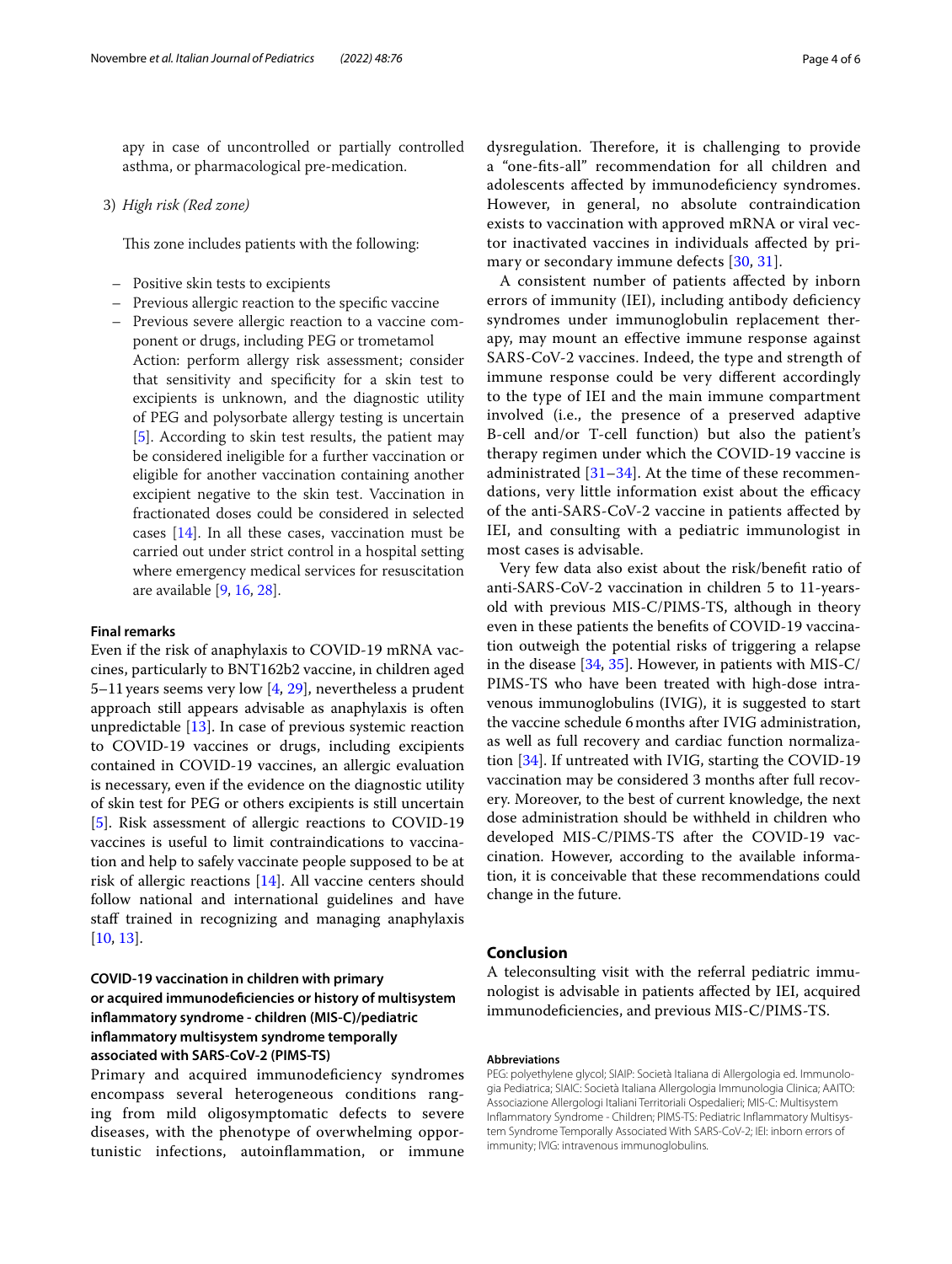apy in case of uncontrolled or partially controlled asthma, or pharmacological pre-medication.

3) *High risk (Red zone)*

This zone includes patients with the following:

- Positive skin tests to excipients
- Previous allergic reaction to the specific vaccine
- Previous severe allergic reaction to a vaccine component or drugs, including PEG or trometamol

  Action: perform allergy risk assessment; consider that sensitivity and specificity for a skin test to excipients is unknown, and the diagnostic utility of PEG and polysorbate allergy testing is uncertain [5]. According to skin test results, the patient may be considered ineligible for a further vaccination or eligible for another vaccination containing another excipient negative to the skin test. Vaccination in fractionated doses could be considered in selected cases [14]. In all these cases, vaccination must be carried out under strict control in a hospital setting where emergency medical services for resuscitation are available [9, 16, 28].

### Final remarks

Even if the risk of anaphylaxis to COVID-19 mRNA vaccines, particularly to BNT162b2 vaccine, in children aged 5–11 years seems very low [4, 29], nevertheless a prudent approach still appears advisable as anaphylaxis is often unpredictable [13]. In case of previous systemic reaction to COVID-19 vaccines or drugs, including excipients contained in COVID-19 vaccines, an allergic evaluation is necessary, even if the evidence on the diagnostic utility of skin test for PEG or others excipients is still uncertain [5]. Risk assessment of allergic reactions to COVID-19 vaccines is useful to limit contraindications to vaccination and help to safely vaccinate people supposed to be at risk of allergic reactions [14]. All vaccine centers should follow national and international guidelines and have staff trained in recognizing and managing anaphylaxis [10, 13].

### COVID-19 vaccination in children with primary or acquired immunodeficiencies or history of multisystem inflammatory syndrome - children (MIS-C)/pediatric inflammatory multisystem syndrome temporally associated with SARS-CoV-2 (PIMS-TS)

Primary and acquired immunodeficiency syndromes encompass several heterogeneous conditions ranging from mild oligosymptomatic defects to severe diseases, with the phenotype of overwhelming opportunistic infections, autoinflammation, or immune dysregulation. Therefore, it is challenging to provide a "one-fits-all" recommendation for all children and adolescents affected by immunodeficiency syndromes. However, in general, no absolute contraindication exists to vaccination with approved mRNA or viral vector inactivated vaccines in individuals affected by primary or secondary immune defects [30, 31].

A consistent number of patients affected by inborn errors of immunity (IEI), including antibody deficiency syndromes under immunoglobulin replacement therapy, may mount an effective immune response against SARS-CoV-2 vaccines. Indeed, the type and strength of immune response could be very different accordingly to the type of IEI and the main immune compartment involved (i.e., the presence of a preserved adaptive B-cell and/or T-cell function) but also the patient's therapy regimen under which the COVID-19 vaccine is administrated [31–34]. At the time of these recommendations, very little information exist about the efficacy of the anti-SARS-CoV-2 vaccine in patients affected by IEI, and consulting with a pediatric immunologist in most cases is advisable.

Very few data also exist about the risk/benefit ratio of anti-SARS-CoV-2 vaccination in children 5 to 11-years-old with previous MIS-C/PIMS-TS, although in theory even in these patients the benefits of COVID-19 vaccination outweigh the potential risks of triggering a relapse in the disease [34, 35]. However, in patients with MIS-C/PIMS-TS who have been treated with high-dose intravenous immunoglobulins (IVIG), it is suggested to start the vaccine schedule 6 months after IVIG administration, as well as full recovery and cardiac function normalization [34]. If untreated with IVIG, starting the COVID-19 vaccination may be considered 3 months after full recovery. Moreover, to the best of current knowledge, the next dose administration should be withheld in children who developed MIS-C/PIMS-TS after the COVID-19 vaccination. However, according to the available information, it is conceivable that these recommendations could change in the future.

## Conclusion

A teleconsulting visit with the referral pediatric immunologist is advisable in patients affected by IEI, acquired immunodeficiencies, and previous MIS-C/PIMS-TS.

#### Abbreviations

PEG: polyethylene glycol; SIAIP: Società Italiana di Allergologia ed. Immunologia Pediatrica; SIAIC: Società Italiana Allergologia Immunologia Clinica; AAITO: Associazione Allergologi Italiani Territoriali Ospedalieri; MIS-C: Multisystem Inflammatory Syndrome - Children; PIMS-TS: Pediatric Inflammatory Multisystem Syndrome Temporally Associated With SARS-CoV-2; IEI: inborn errors of immunity; IVIG: intravenous immunoglobulins.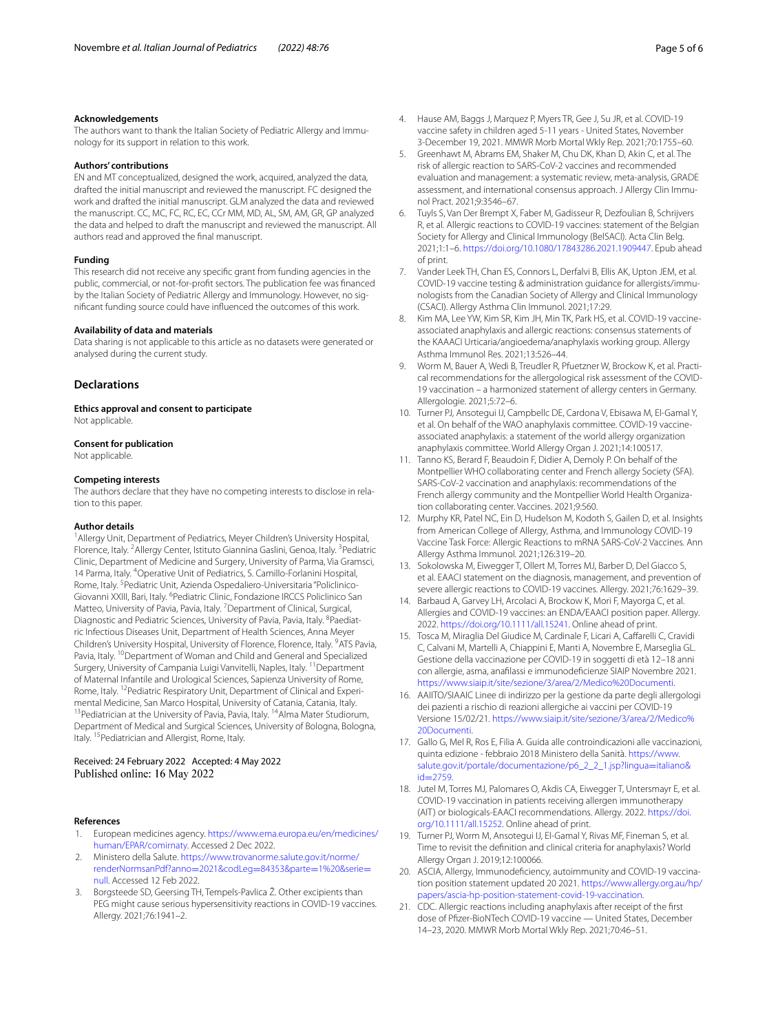### Acknowledgements

The authors want to thank the Italian Society of Pediatric Allergy and Immunology for its support in relation to this work.

### Authors' contributions

EN and MT conceptualized, designed the work, acquired, analyzed the data, drafted the initial manuscript and reviewed the manuscript. FC designed the work and drafted the initial manuscript. GLM analyzed the data and reviewed the manuscript. CC, MC, FC, RC, EC, CCr MM, MD, AL, SM, AM, GR, GP analyzed the data and helped to draft the manuscript and reviewed the manuscript. All authors read and approved the final manuscript.

### Funding

This research did not receive any specific grant from funding agencies in the public, commercial, or not-for-profit sectors. The publication fee was financed by the Italian Society of Pediatric Allergy and Immunology. However, no significant funding source could have influenced the outcomes of this work.

### Availability of data and materials

Data sharing is not applicable to this article as no datasets were generated or analysed during the current study.

## Declarations

### Ethics approval and consent to participate

Not applicable.

### Consent for publication

Not applicable.

### Competing interests

The authors declare that they have no competing interests to disclose in relation to this paper.

### Author details

[1]Allergy Unit, Department of Pediatrics, Meyer Children's University Hospital, Florence, Italy. [2]Allergy Center, Istituto Giannina Gaslini, Genoa, Italy. [3]Pediatric Clinic, Department of Medicine and Surgery, University of Parma, Via Gramsci, 14 Parma, Italy. [4]Operative Unit of Pediatrics, S. Camillo-Forlanini Hospital, Rome, Italy. [5]Pediatric Unit, Azienda Ospedaliero-Universitaria "Policlinico-Giovanni XXIII, Bari, Italy. [6]Pediatric Clinic, Fondazione IRCCS Policlinico San Matteo, University of Pavia, Pavia, Italy. [7]Department of Clinical, Surgical, Diagnostic and Pediatric Sciences, University of Pavia, Pavia, Italy. [8]Paediatric Infectious Diseases Unit, Department of Health Sciences, Anna Meyer Children's University Hospital, University of Florence, Florence, Italy. [9]ATS Pavia, Pavia, Italy. [10]Department of Woman and Child and General and Specialized Surgery, University of Campania Luigi Vanvitelli, Naples, Italy. [11]Department of Maternal Infantile and Urological Sciences, Sapienza University of Rome, Rome, Italy. [12]Pediatric Respiratory Unit, Department of Clinical and Experimental Medicine, San Marco Hospital, University of Catania, Catania, Italy. [13]Pediatrician at the University of Pavia, Pavia, Italy. [14]Alma Mater Studiorum, Department of Medical and Surgical Sciences, University of Bologna, Bologna, Italy. [15]Pediatrician and Allergist, Rome, Italy.

Received: 24 February 2022 Accepted: 4 May 2022
Published online: 16 May 2022

### References

1. European medicines agency. https://www.ema.europa.eu/en/medicines/human/EPAR/comirnaty. Accessed 2 Dec 2022.
2. Ministero della Salute. https://www.trovanorme.salute.gov.it/norme/renderNormsanPdf?anno=2021&codLeg=84353&parte=1%20&serie=null. Accessed 12 Feb 2022.
3. Borgsteede SD, Geersing TH, Tempels-Pavlica Ž. Other excipients than PEG might cause serious hypersensitivity reactions in COVID-19 vaccines. Allergy. 2021;76:1941–2.
4. Hause AM, Baggs J, Marquez P, Myers TR, Gee J, Su JR, et al. COVID-19 vaccine safety in children aged 5-11 years - United States, November 3-December 19, 2021. MMWR Morb Mortal Wkly Rep. 2021;70:1755–60.
5. Greenhawt M, Abrams EM, Shaker M, Chu DK, Khan D, Akin C, et al. The risk of allergic reaction to SARS-CoV-2 vaccines and recommended evaluation and management: a systematic review, meta-analysis, GRADE assessment, and international consensus approach. J Allergy Clin Immunol Pract. 2021;9:3546–67.
6. Tuyls S, Van Der Brempt X, Faber M, Gadisseur R, Dezfoulian B, Schrijvers R, et al. Allergic reactions to COVID-19 vaccines: statement of the Belgian Society for Allergy and Clinical Immunology (BelSACI). Acta Clin Belg. 2021;1:1–6. https://doi.org/10.1080/17843286.2021.1909447. Epub ahead of print.
7. Vander Leek TH, Chan ES, Connors L, Derfalvi B, Ellis AK, Upton JEM, et al. COVID-19 vaccine testing & administration guidance for allergists/immunologists from the Canadian Society of Allergy and Clinical Immunology (CSACI). Allergy Asthma Clin Immunol. 2021;17:29.
8. Kim MA, Lee YW, Kim SR, Kim JH, Min TK, Park HS, et al. COVID-19 vaccine-associated anaphylaxis and allergic reactions: consensus statements of the KAAACI Urticaria/angioedema/anaphylaxis working group. Allergy Asthma Immunol Res. 2021;13:526–44.
9. Worm M, Bauer A, Wedi B, Treudler R, Pfuetzner W, Brockow K, et al. Practical recommendations for the allergological risk assessment of the COVID-19 vaccination – a harmonized statement of allergy centers in Germany. Allergologie. 2021;5:72–6.
10. Turner PJ, Ansotegui IJ, Campbellc DE, Cardona V, Ebisawa M, El-Gamal Y, et al. On behalf of the WAO anaphylaxis committee. COVID-19 vaccine-associated anaphylaxis: a statement of the world allergy organization anaphylaxis committee. World Allergy Organ J. 2021;14:100517.
11. Tanno KS, Berard F, Beaudoin F, Didier A, Demoly P. On behalf of the Montpellier WHO collaborating center and French allergy Society (SFA). SARS-CoV-2 vaccination and anaphylaxis: recommendations of the French allergy community and the Montpellier World Health Organization collaborating center. Vaccines. 2021;9:560.
12. Murphy KR, Patel NC, Ein D, Hudelson M, Kodoth S, Gailen D, et al. Insights from American College of Allergy, Asthma, and Immunology COVID-19 Vaccine Task Force: Allergic Reactions to mRNA SARS-CoV-2 Vaccines. Ann Allergy Asthma Immunol. 2021;126:319–20.
13. Sokolowska M, Eiwegger T, Ollert M, Torres MJ, Barber D, Del Giacco S, et al. EAACI statement on the diagnosis, management, and prevention of severe allergic reactions to COVID-19 vaccines. Allergy. 2021;76:1629–39.
14. Barbaud A, Garvey LH, Arcolaci A, Brockow K, Mori F, Mayorga C, et al. Allergies and COVID-19 vaccines: an ENDA/EAACI position paper. Allergy. 2022. https://doi.org/10.1111/all.15241. Online ahead of print.
15. Tosca M, Miraglia Del Giudice M, Cardinale F, Licari A, Caffarelli C, Cravidi C, Calvani M, Martelli A, Chiappini E, Manti A, Novembre E, Marseglia GL. Gestione della vaccinazione per COVID-19 in soggetti di età 12–18 anni con allergie, asma, anafilassi e immunodeficienze SIAIP Novembre 2021. https://www.siaip.it/site/sezione/3/area/2/Medico%20Documenti.
16. AAIITO/SIAAIC Linee di indirizzo per la gestione da parte degli allergologi dei pazienti a rischio di reazioni allergiche ai vaccini per COVID-19 Versione 15/02/21. https://www.siaip.it/site/sezione/3/area/2/Medico%20Documenti.
17. Gallo G, Mel R, Ros E, Filia A. Guida alle controindicazioni alle vaccinazioni, quinta edizione - febbraio 2018 Ministero della Sanità. https://www.salute.gov.it/portale/documentazione/p6_2_2_1.jsp?lingua=italiano&id=2759.
18. Jutel M, Torres MJ, Palomares O, Akdis CA, Eiwegger T, Untersmayr E, et al. COVID-19 vaccination in patients receiving allergen immunotherapy (AIT) or biologicals-EAACI recommendations. Allergy. 2022. https://doi.org/10.1111/all.15252. Online ahead of print.
19. Turner PJ, Worm M, Ansotegui IJ, El-Gamal Y, Rivas MF, Fineman S, et al. Time to revisit the definition and clinical criteria for anaphylaxis? World Allergy Organ J. 2019;12:100066.
20. ASCIA, Allergy, Immunodeficiency, autoimmunity and COVID-19 vaccination position statement updated 20 2021. https://www.allergy.org.au/hp/papers/ascia-hp-position-statement-covid-19-vaccination.
21. CDC. Allergic reactions including anaphylaxis after receipt of the first dose of Pfizer-BioNTech COVID-19 vaccine — United States, December 14–23, 2020. MMWR Morb Mortal Wkly Rep. 2021;70:46–51.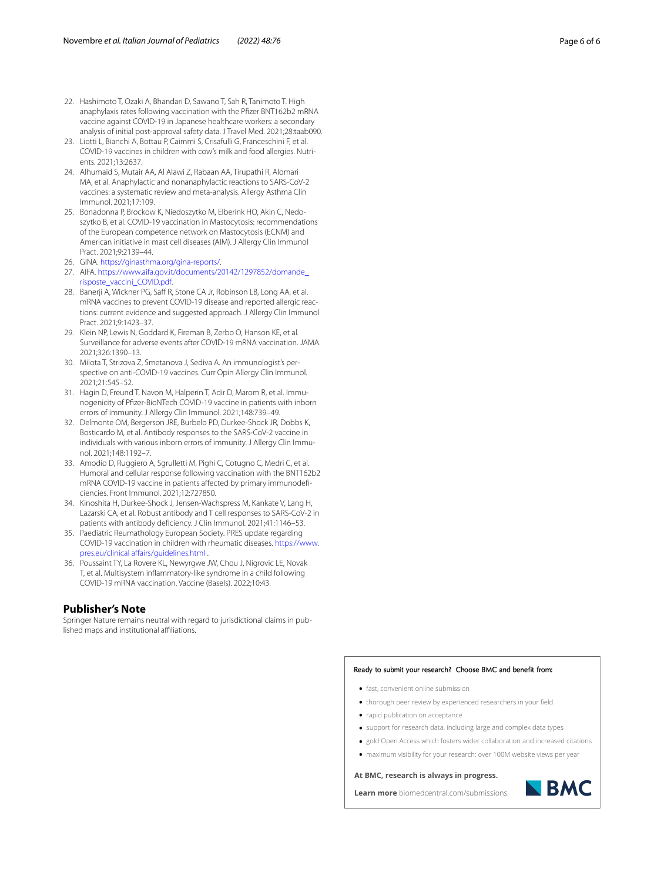22. Hashimoto T, Ozaki A, Bhandari D, Sawano T, Sah R, Tanimoto T. High anaphylaxis rates following vaccination with the Pfizer BNT162b2 mRNA vaccine against COVID-19 in Japanese healthcare workers: a secondary analysis of initial post-approval safety data. J Travel Med. 2021;28:taab090.
23. Liotti L, Bianchi A, Bottau P, Caimmi S, Crisafulli G, Franceschini F, et al. COVID-19 vaccines in children with cow's milk and food allergies. Nutrients. 2021;13:2637.
24. Alhumaid S, Mutair AA, Al Alawi Z, Rabaan AA, Tirupathi R, Alomari MA, et al. Anaphylactic and nonanaphylactic reactions to SARS-CoV-2 vaccines: a systematic review and meta-analysis. Allergy Asthma Clin Immunol. 2021;17:109.
25. Bonadonna P, Brockow K, Niedoszytko M, Elberink HO, Akin C, Nedoszytko B, et al. COVID-19 vaccination in Mastocytosis: recommendations of the European competence network on Mastocytosis (ECNM) and American initiative in mast cell diseases (AIM). J Allergy Clin Immunol Pract. 2021;9:2139–44.
26. GINA. https://ginasthma.org/gina-reports/.
27. AIFA. https://www.aifa.gov.it/documents/20142/1297852/domande_risposte_vaccini_COVID.pdf.
28. Banerji A, Wickner PG, Saff R, Stone CA Jr, Robinson LB, Long AA, et al. mRNA vaccines to prevent COVID-19 disease and reported allergic reactions: current evidence and suggested approach. J Allergy Clin Immunol Pract. 2021;9:1423–37.
29. Klein NP, Lewis N, Goddard K, Fireman B, Zerbo O, Hanson KE, et al. Surveillance for adverse events after COVID-19 mRNA vaccination. JAMA. 2021;326:1390–13.
30. Milota T, Strizova Z, Smetanova J, Sediva A. An immunologist's perspective on anti-COVID-19 vaccines. Curr Opin Allergy Clin Immunol. 2021;21:545–52.
31. Hagin D, Freund T, Navon M, Halperin T, Adir D, Marom R, et al. Immunogenicity of Pfizer-BioNTech COVID-19 vaccine in patients with inborn errors of immunity. J Allergy Clin Immunol. 2021;148:739–49.
32. Delmonte OM, Bergerson JRE, Burbelo PD, Durkee-Shock JR, Dobbs K, Bosticardo M, et al. Antibody responses to the SARS-CoV-2 vaccine in individuals with various inborn errors of immunity. J Allergy Clin Immunol. 2021;148:1192–7.
33. Amodio D, Ruggiero A, Sgrulletti M, Pighi C, Cotugno C, Medri C, et al. Humoral and cellular response following vaccination with the BNT162b2 mRNA COVID-19 vaccine in patients affected by primary immunodeficiencies. Front Immunol. 2021;12:727850.
34. Kinoshita H, Durkee-Shock J, Jensen-Wachspress M, Kankate V, Lang H, Lazarski CA, et al. Robust antibody and T cell responses to SARS-CoV-2 in patients with antibody deficiency. J Clin Immunol. 2021;41:1146–53.
35. Paediatric Reumathology European Society. PRES update regarding COVID-19 vaccination in children with rheumatic diseases. https://www.pres.eu/clinical affairs/guidelines.html .
36. Poussaint TY, La Rovere KL, Newyrgwe JW, Chou J, Nigrovic LE, Novak T, et al. Multisystem inflammatory-like syndrome in a child following COVID-19 mRNA vaccination. Vaccine (Basels). 2022;10:43.

## Publisher's Note

Springer Nature remains neutral with regard to jurisdictional claims in published maps and institutional affiliations.

Ready to submit your research? Choose BMC and benefit from:

- fast, convenient online submission
- thorough peer review by experienced researchers in your field
- rapid publication on acceptance
- support for research data, including large and complex data types
- gold Open Access which fosters wider collaboration and increased citations
- maximum visibility for your research: over 100M website views per year

**At BMC, research is always in progress.**

**Learn more** biomedcentral.com/submissions

BMC